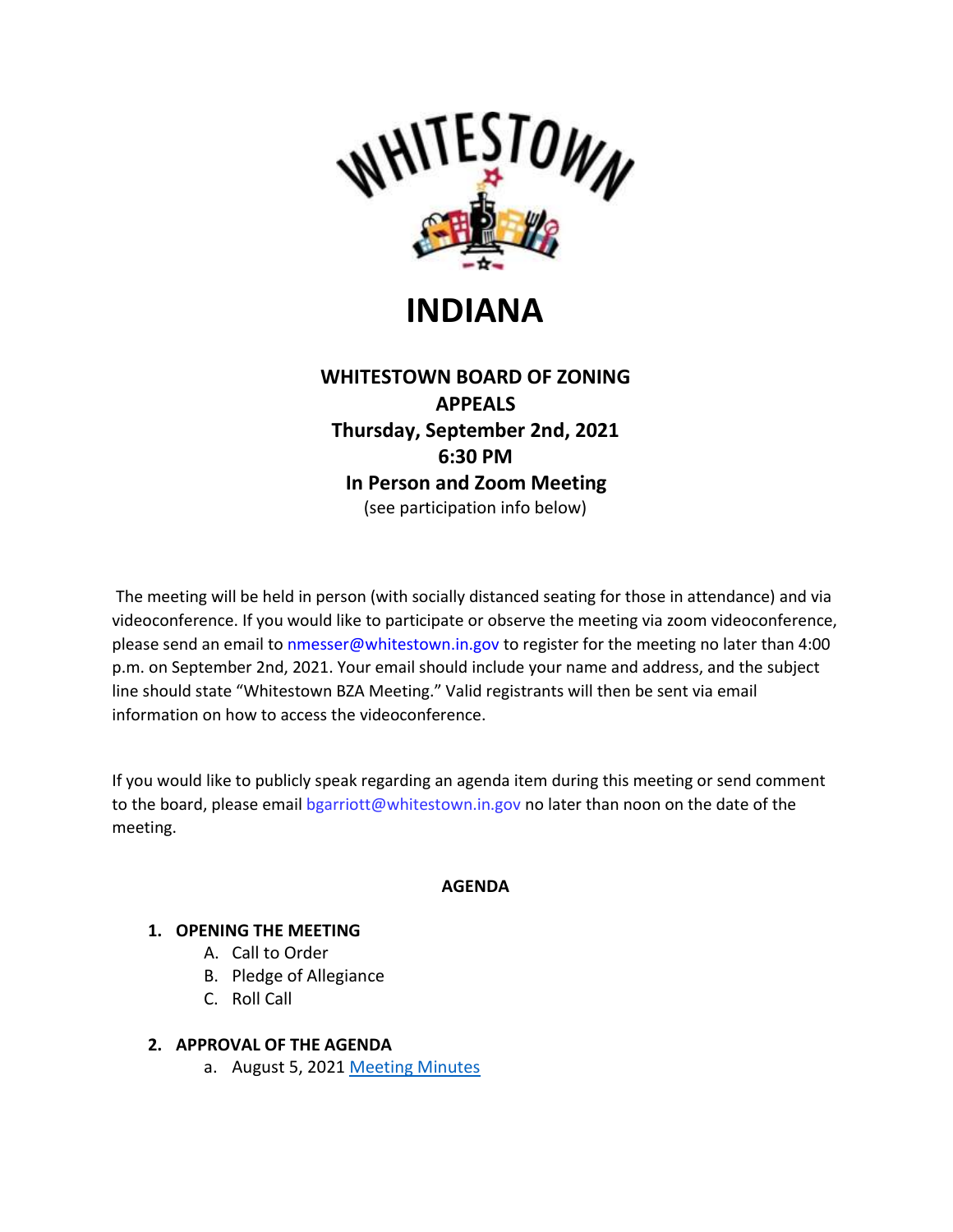# WHITESTOWN

# INDIANA

**WHITESTOWN BOARD OF ZONING APPEALS**
**Thursday, September 2nd, 2021**
**6:30 PM**
**In Person and Zoom Meeting**
(see participation info below)

The meeting will be held in person (with socially distanced seating for those in attendance) and via videoconference. If you would like to participate or observe the meeting via zoom videoconference, please send an email to nmesser@whitestown.in.gov to register for the meeting no later than 4:00 p.m. on September 2nd, 2021. Your email should include your name and address, and the subject line should state "Whitestown BZA Meeting." Valid registrants will then be sent via email information on how to access the videoconference.

If you would like to publicly speak regarding an agenda item during this meeting or send comment to the board, please email bgarriott@whitestown.in.gov no later than noon on the date of the meeting.

**AGENDA**

1. **OPENING THE MEETING**
   A. Call to Order
   B. Pledge of Allegiance
   C. Roll Call

2. **APPROVAL OF THE AGENDA**
   a. August 5, 2021 Meeting Minutes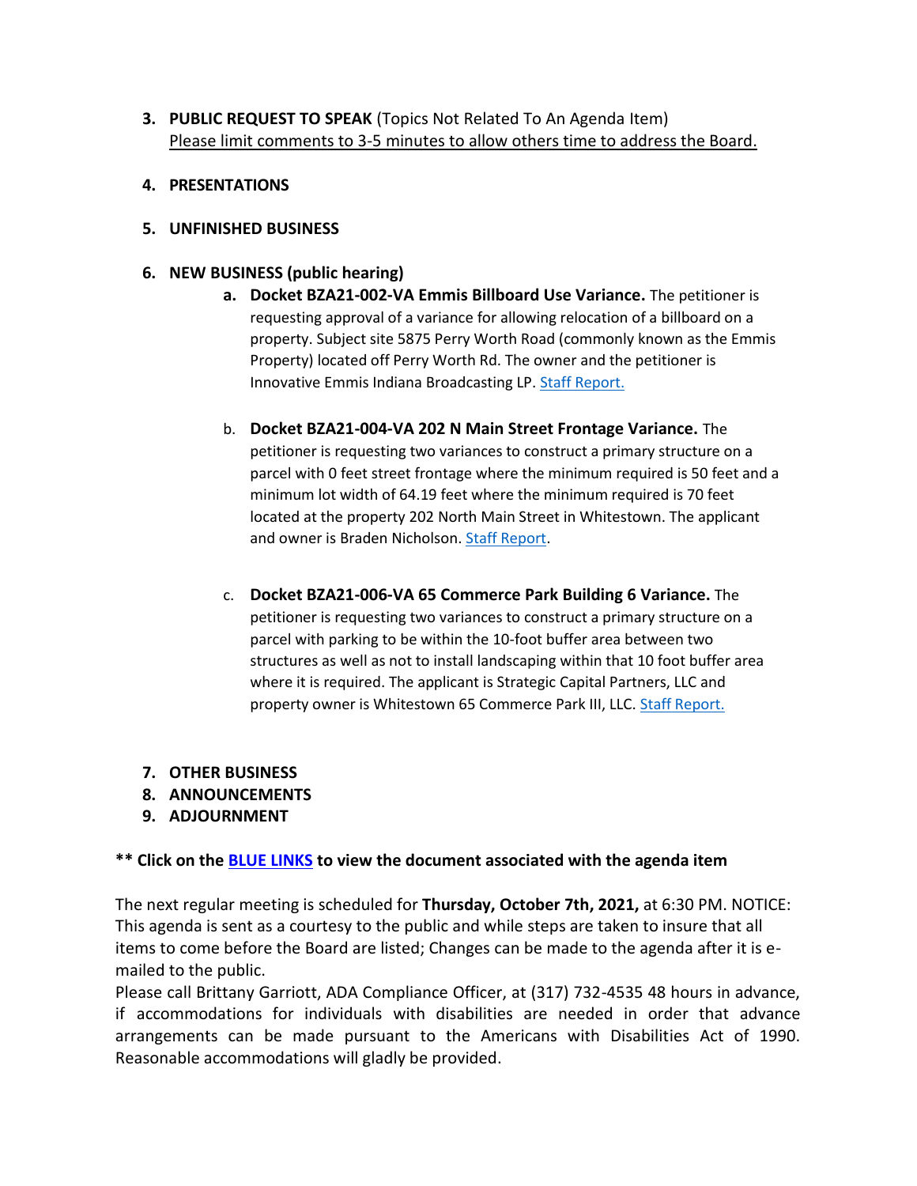3. **PUBLIC REQUEST TO SPEAK** (Topics Not Related To An Agenda Item)
   Please limit comments to 3-5 minutes to allow others time to address the Board.

4. **PRESENTATIONS**

5. **UNFINISHED BUSINESS**

6. **NEW BUSINESS (public hearing)**
   - a. **Docket BZA21-002-VA Emmis Billboard Use Variance.** The petitioner is requesting approval of a variance for allowing relocation of a billboard on a property. Subject site 5875 Perry Worth Road (commonly known as the Emmis Property) located off Perry Worth Rd. The owner and the petitioner is Innovative Emmis Indiana Broadcasting LP. Staff Report.

   - b. **Docket BZA21-004-VA 202 N Main Street Frontage Variance.** The petitioner is requesting two variances to construct a primary structure on a parcel with 0 feet street frontage where the minimum required is 50 feet and a minimum lot width of 64.19 feet where the minimum required is 70 feet located at the property 202 North Main Street in Whitestown. The applicant and owner is Braden Nicholson. Staff Report.

   - c. **Docket BZA21-006-VA 65 Commerce Park Building 6 Variance.** The petitioner is requesting two variances to construct a primary structure on a parcel with parking to be within the 10-foot buffer area between two structures as well as not to install landscaping within that 10 foot buffer area where it is required. The applicant is Strategic Capital Partners, LLC and property owner is Whitestown 65 Commerce Park III, LLC. Staff Report.

7. **OTHER BUSINESS**
8. **ANNOUNCEMENTS**
9. **ADJOURNMENT**

**** Click on the BLUE LINKS to view the document associated with the agenda item**

The next regular meeting is scheduled for **Thursday, October 7th, 2021,** at 6:30 PM. NOTICE: This agenda is sent as a courtesy to the public and while steps are taken to insure that all items to come before the Board are listed; Changes can be made to the agenda after it is e-mailed to the public.

Please call Brittany Garriott, ADA Compliance Officer, at (317) 732-4535 48 hours in advance, if accommodations for individuals with disabilities are needed in order that advance arrangements can be made pursuant to the Americans with Disabilities Act of 1990. Reasonable accommodations will gladly be provided.